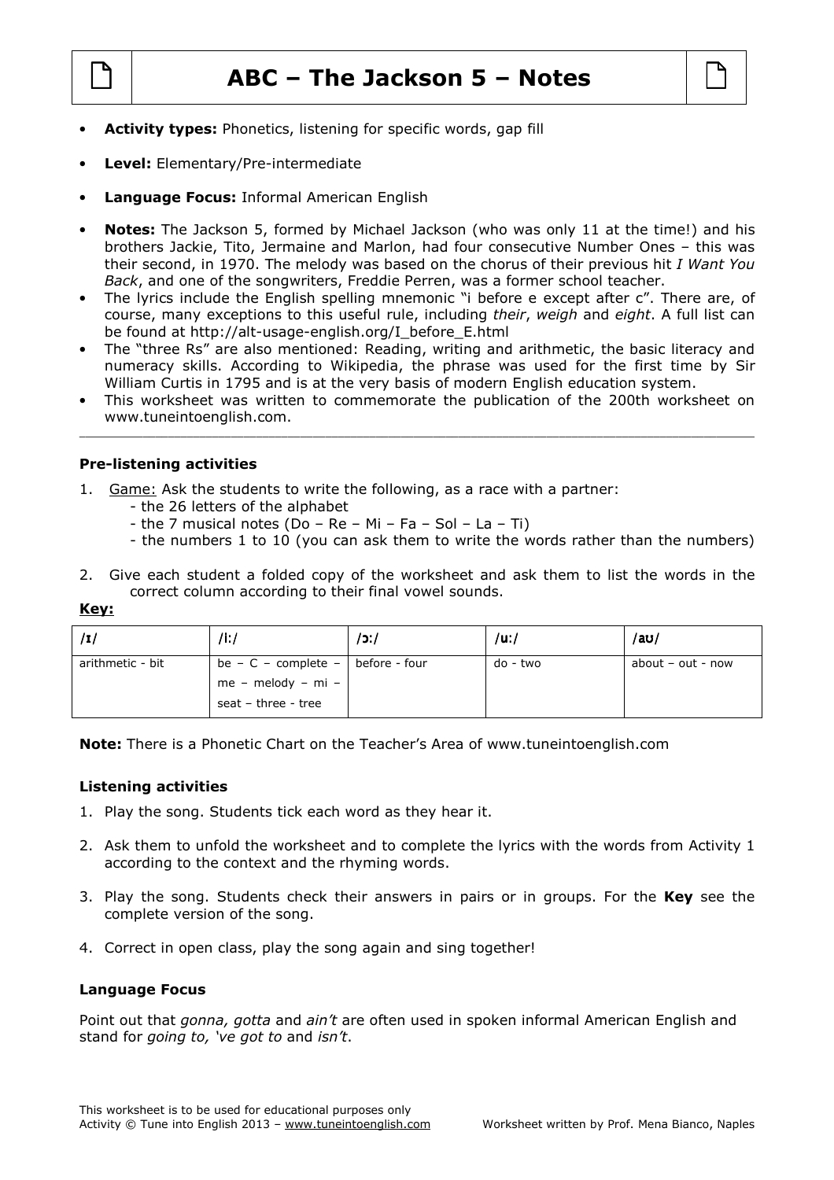# ABC – The Jackson 5 – Notes

- **Activity types:** Phonetics, listening for specific words, gap fill
- **Level:** Elementary/Pre-intermediate
- **Language Focus:** Informal American English
- **Notes:** The Jackson 5, formed by Michael Jackson (who was only 11 at the time!) and his brothers Jackie, Tito, Jermaine and Marlon, had four consecutive Number Ones – this was their second, in 1970. The melody was based on the chorus of their previous hit *I Want You Back*, and one of the songwriters, Freddie Perren, was a former school teacher.
- The lyrics include the English spelling mnemonic "i before e except after c". There are, of course, many exceptions to this useful rule, including *their*, *weigh* and *eight*. A full list can be found at http://alt-usage-english.org/I_before_E.html
- The "three Rs" are also mentioned: Reading, writing and arithmetic, the basic literacy and numeracy skills. According to Wikipedia, the phrase was used for the first time by Sir William Curtis in 1795 and is at the very basis of modern English education system.
- This worksheet was written to commemorate the publication of the 200th worksheet on www.tuneintoenglish.com.

---

### Pre-listening activities

1. Game: Ask the students to write the following, as a race with a partner:
   - the 26 letters of the alphabet
   - the 7 musical notes (Do – Re – Mi – Fa – Sol – La – Ti)
   - the numbers 1 to 10 (you can ask them to write the words rather than the numbers)
2. Give each student a folded copy of the worksheet and ask them to list the words in the correct column according to their final vowel sounds.

**Key:**

| /ɪ/ | /iː/ | /ɔː/ | /uː/ | /aʊ/ |
|---|---|---|---|---|
| arithmetic - bit | be – C – complete – me – melody – mi – seat – three - tree | before - four | do - two | about – out - now |

**Note:** There is a Phonetic Chart on the Teacher's Area of www.tuneintoenglish.com

### Listening activities

1. Play the song. Students tick each word as they hear it.
2. Ask them to unfold the worksheet and to complete the lyrics with the words from Activity 1 according to the context and the rhyming words.
3. Play the song. Students check their answers in pairs or in groups. For the **Key** see the complete version of the song.
4. Correct in open class, play the song again and sing together!

### Language Focus

Point out that *gonna, gotta* and *ain't* are often used in spoken informal American English and stand for *going to, 've got to* and *isn't*.

This worksheet is to be used for educational purposes only
Activity © Tune into English 2013 – www.tuneintoenglish.com Worksheet written by Prof. Mena Bianco, Naples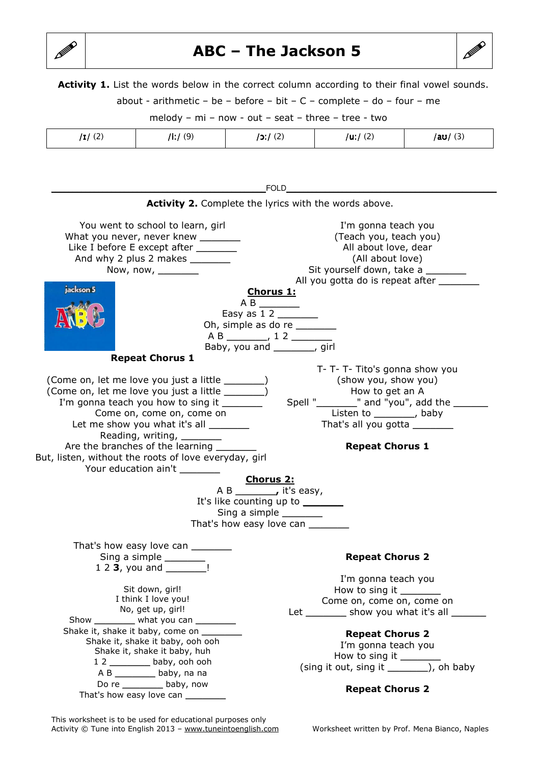# ABC – The Jackson 5

**Activity 1.** List the words below in the correct column according to their final vowel sounds.

about - arithmetic – be – before – bit – C – complete – do – four – me

melody – mi – now - out – seat – three – tree - two

| /ɪ/ (2) | /i:/ (9) | /ɔ:/ (2) | /u:/ (2) | /aʊ/ (3) |
|---|---|---|---|---|
| | | | | |

FOLD

**Activity 2.** Complete the lyrics with the words above.

You went to school to learn, girl
What you never, never knew _______
Like I before E except after _______
And why 2 plus 2 makes _______
Now, now, _______

I'm gonna teach you
(Teach you, teach you)
All about love, dear
(All about love)
Sit yourself down, take a _______
All you gotta do is repeat after _______

**Chorus 1:**

A B _______
Easy as 1 2 _______
Oh, simple as do re _______
A B _______, 1 2 _______
Baby, you and _______, girl

**Repeat Chorus 1**

(Come on, let me love you just a little _______)
(Come on, let me love you just a little _______)
I'm gonna teach you how to sing it _______
Come on, come on, come on
Let me show you what it's all _______
Reading, writing, _______
Are the branches of the learning _______
But, listen, without the roots of love everyday, girl
Your education ain't _______

T- T- T- Tito's gonna show you
(show you, show you)
How to get an A
Spell "_______" and "you", add the _______
Listen to _______, baby
That's all you gotta _______

**Repeat Chorus 1**

**Chorus 2:**

A B _______, it's easy,
It's like counting up to _______
Sing a simple _______
That's how easy love can _______

That's how easy love can _______
Sing a simple _______
1 2 **3**, you and _______!

Sit down, girl!
I think I love you!
No, get up, girl!
Show _______ what you can _______
Shake it, shake it baby, come on _______
Shake it, shake it baby, ooh ooh
Shake it, shake it baby, huh
1 2 _______ baby, ooh ooh
A B _______ baby, na na
Do re _______ baby, now
That's how easy love can _______

**Repeat Chorus 2**

I'm gonna teach you
How to sing it _______
Come on, come on, come on
Let _______ show you what it's all _______

**Repeat Chorus 2**

I'm gonna teach you
How to sing it _______
(sing it out, sing it _______), oh baby

**Repeat Chorus 2**

This worksheet is to be used for educational purposes only
Activity © Tune into English 2013 – www.tuneintoenglish.com

Worksheet written by Prof. Mena Bianco, Naples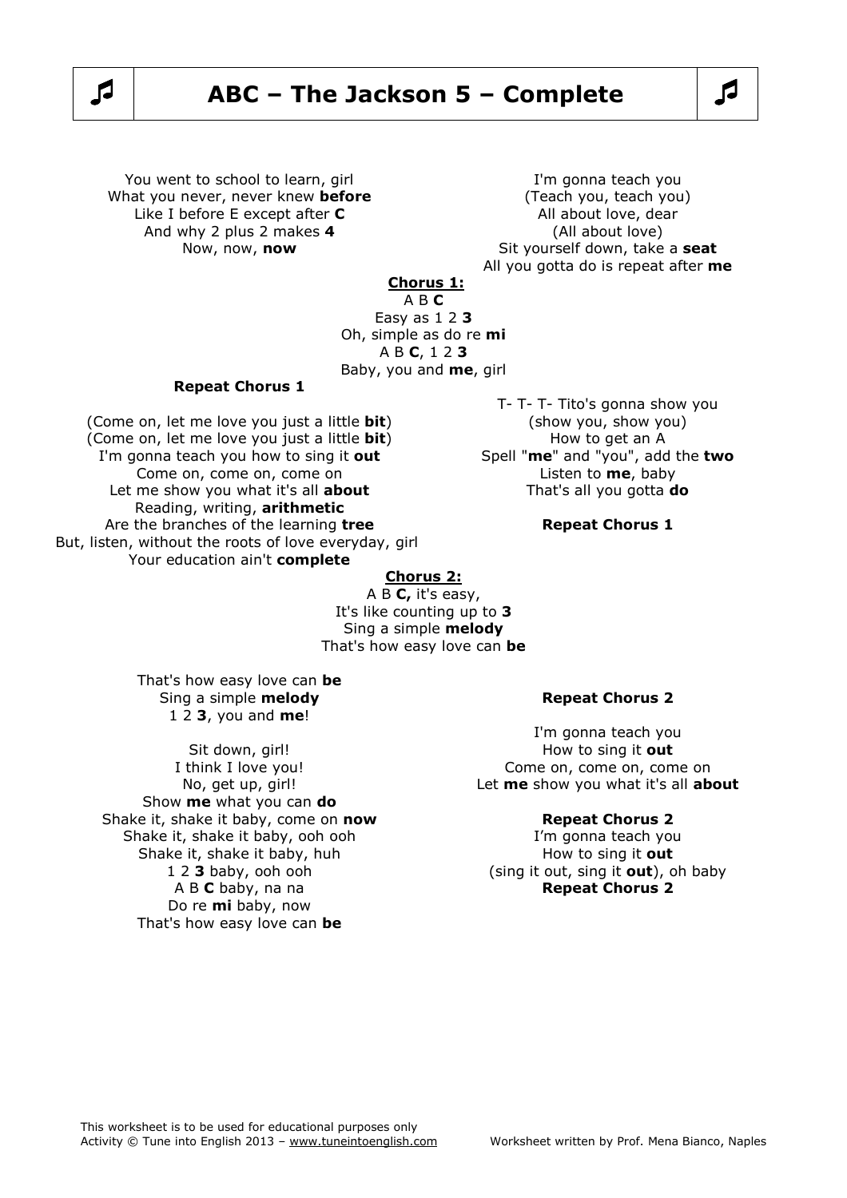# ♫ ABC – The Jackson 5 – Complete ♫

You went to school to learn, girl
What you never, never knew **before**
Like I before E except after **C**
And why 2 plus 2 makes **4**
Now, now, **now**

I'm gonna teach you
(Teach you, teach you)
All about love, dear
(All about love)
Sit yourself down, take a **seat**
All you gotta do is repeat after **me**

**Chorus 1:**

A B **C**
Easy as 1 2 **3**
Oh, simple as do re **mi**
A B **C**, 1 2 **3**
Baby, you and **me**, girl

**Repeat Chorus 1**

(Come on, let me love you just a little **bit**)
(Come on, let me love you just a little **bit**)
I'm gonna teach you how to sing it **out**
Come on, come on, come on
Let me show you what it's all **about**
Reading, writing, **arithmetic**
Are the branches of the learning **tree**
But, listen, without the roots of love everyday, girl
Your education ain't **complete**

T- T- T- Tito's gonna show you
(show you, show you)
How to get an A
Spell "**me**" and "you", add the **two**
Listen to **me**, baby
That's all you gotta **do**

**Repeat Chorus 1**

**Chorus 2:**

A B **C,** it's easy,
It's like counting up to **3**
Sing a simple **melody**
That's how easy love can **be**

That's how easy love can **be**
Sing a simple **melody**
1 2 **3**, you and **me**!

Sit down, girl!
I think I love you!
No, get up, girl!
Show **me** what you can **do**
Shake it, shake it baby, come on **now**
Shake it, shake it baby, ooh ooh
Shake it, shake it baby, huh
1 2 **3** baby, ooh ooh
A B **C** baby, na na
Do re **mi** baby, now
That's how easy love can **be**

**Repeat Chorus 2**

I'm gonna teach you
How to sing it **out**
Come on, come on, come on
Let **me** show you what it's all **about**

**Repeat Chorus 2**

I'm gonna teach you
How to sing it **out**
(sing it out, sing it **out**), oh baby

**Repeat Chorus 2**

This worksheet is to be used for educational purposes only
Activity © Tune into English 2013 – www.tuneintoenglish.com
Worksheet written by Prof. Mena Bianco, Naples